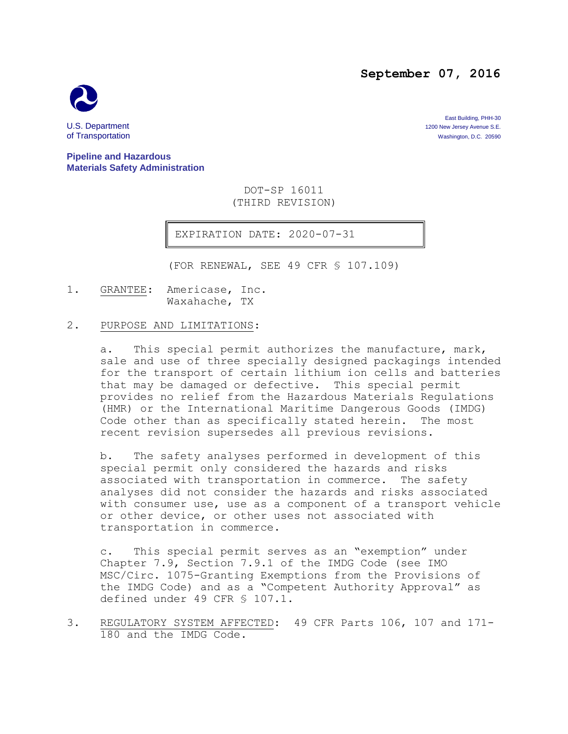**September 07, 2016**

U.S. Department of Transportation

**Pipeline and Hazardous Materials Safety Administration**

East Building, PHH-30
1200 New Jersey Avenue S.E.
Washington, D.C. 20590

DOT-SP 16011
(THIRD REVISION)

| EXPIRATION DATE: 2020-07-31 |
|---|

(FOR RENEWAL, SEE 49 CFR § 107.109)

1. GRANTEE: Americase, Inc.
   Waxahache, TX

2. PURPOSE AND LIMITATIONS:

   a. This special permit authorizes the manufacture, mark, sale and use of three specially designed packagings intended for the transport of certain lithium ion cells and batteries that may be damaged or defective. This special permit provides no relief from the Hazardous Materials Regulations (HMR) or the International Maritime Dangerous Goods (IMDG) Code other than as specifically stated herein. The most recent revision supersedes all previous revisions.

   b. The safety analyses performed in development of this special permit only considered the hazards and risks associated with transportation in commerce. The safety analyses did not consider the hazards and risks associated with consumer use, use as a component of a transport vehicle or other device, or other uses not associated with transportation in commerce.

   c. This special permit serves as an "exemption" under Chapter 7.9, Section 7.9.1 of the IMDG Code (see IMO MSC/Circ. 1075-Granting Exemptions from the Provisions of the IMDG Code) and as a "Competent Authority Approval" as defined under 49 CFR § 107.1.

3. REGULATORY SYSTEM AFFECTED: 49 CFR Parts 106, 107 and 171-180 and the IMDG Code.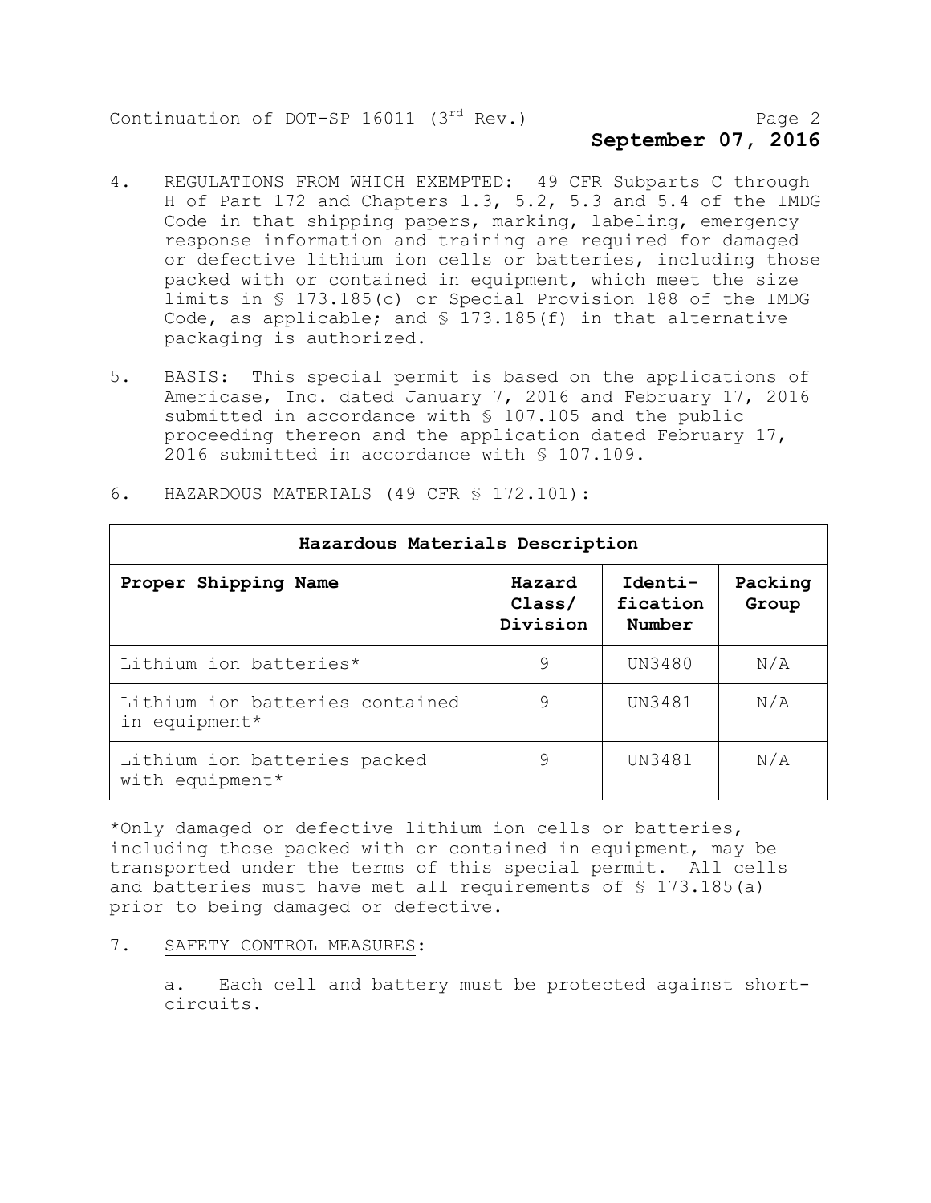4. REGULATIONS FROM WHICH EXEMPTED: 49 CFR Subparts C through H of Part 172 and Chapters 1.3, 5.2, 5.3 and 5.4 of the IMDG Code in that shipping papers, marking, labeling, emergency response information and training are required for damaged or defective lithium ion cells or batteries, including those packed with or contained in equipment, which meet the size limits in § 173.185(c) or Special Provision 188 of the IMDG Code, as applicable; and § 173.185(f) in that alternative packaging is authorized.

5. BASIS: This special permit is based on the applications of Americase, Inc. dated January 7, 2016 and February 17, 2016 submitted in accordance with § 107.105 and the public proceeding thereon and the application dated February 17, 2016 submitted in accordance with § 107.109.

6. HAZARDOUS MATERIALS (49 CFR § 172.101):

| Hazardous Materials Description | | | |
|---|---|---|---|
| **Proper Shipping Name** | **Hazard Class/ Division** | **Identi-fication Number** | **Packing Group** |
| Lithium ion batteries* | 9 | UN3480 | N/A |
| Lithium ion batteries contained in equipment* | 9 | UN3481 | N/A |
| Lithium ion batteries packed with equipment* | 9 | UN3481 | N/A |

*Only damaged or defective lithium ion cells or batteries, including those packed with or contained in equipment, may be transported under the terms of this special permit. All cells and batteries must have met all requirements of § 173.185(a) prior to being damaged or defective.

7. SAFETY CONTROL MEASURES:

a. Each cell and battery must be protected against short-circuits.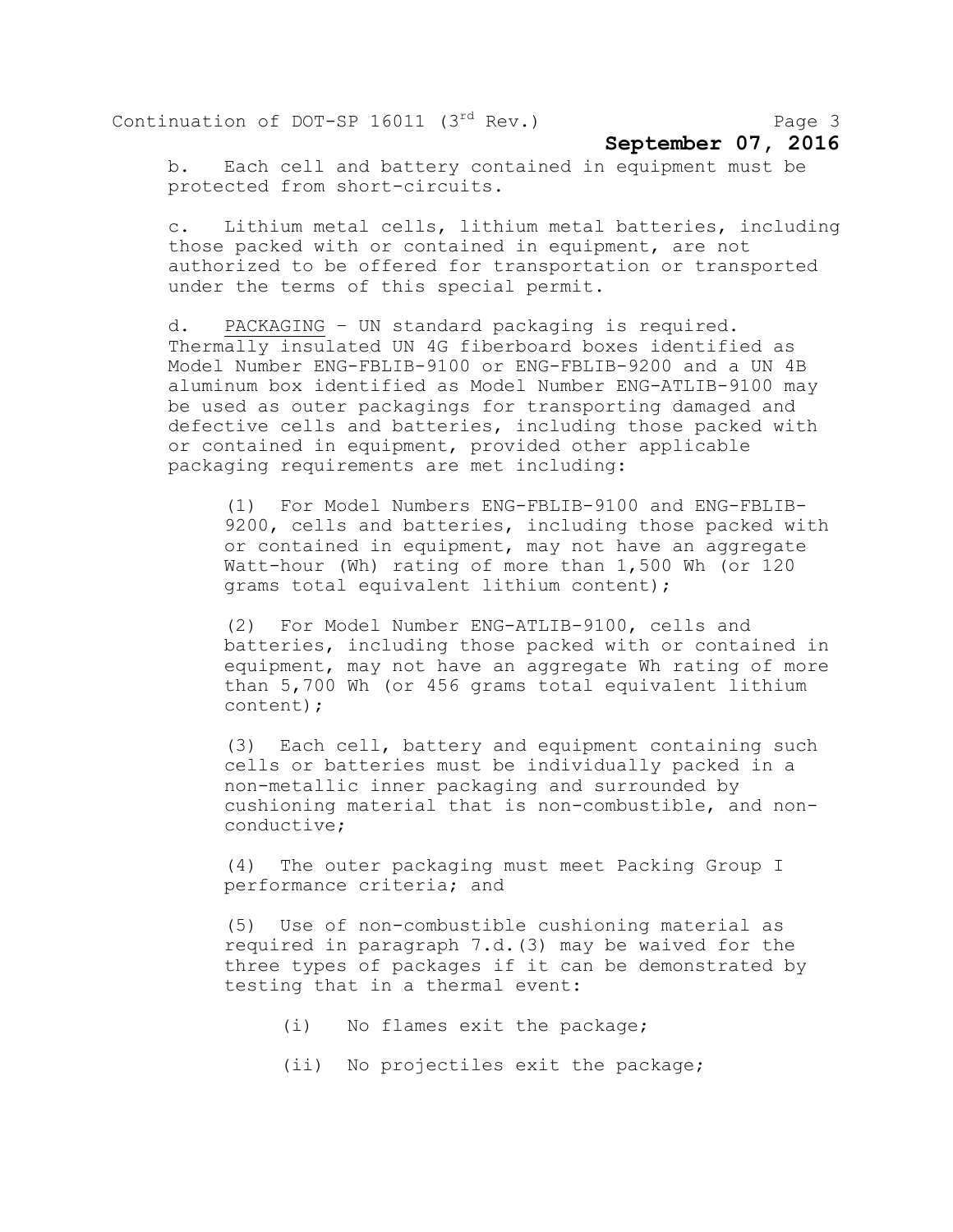b. Each cell and battery contained in equipment must be protected from short-circuits.

c. Lithium metal cells, lithium metal batteries, including those packed with or contained in equipment, are not authorized to be offered for transportation or transported under the terms of this special permit.

d. PACKAGING – UN standard packaging is required. Thermally insulated UN 4G fiberboard boxes identified as Model Number ENG-FBLIB-9100 or ENG-FBLIB-9200 and a UN 4B aluminum box identified as Model Number ENG-ATLIB-9100 may be used as outer packagings for transporting damaged and defective cells and batteries, including those packed with or contained in equipment, provided other applicable packaging requirements are met including:

(1) For Model Numbers ENG-FBLIB-9100 and ENG-FBLIB-9200, cells and batteries, including those packed with or contained in equipment, may not have an aggregate Watt-hour (Wh) rating of more than 1,500 Wh (or 120 grams total equivalent lithium content);

(2) For Model Number ENG-ATLIB-9100, cells and batteries, including those packed with or contained in equipment, may not have an aggregate Wh rating of more than 5,700 Wh (or 456 grams total equivalent lithium content);

(3) Each cell, battery and equipment containing such cells or batteries must be individually packed in a non-metallic inner packaging and surrounded by cushioning material that is non-combustible, and non-conductive;

(4) The outer packaging must meet Packing Group I performance criteria; and

(5) Use of non-combustible cushioning material as required in paragraph 7.d.(3) may be waived for the three types of packages if it can be demonstrated by testing that in a thermal event:

(i) No flames exit the package;

(ii) No projectiles exit the package;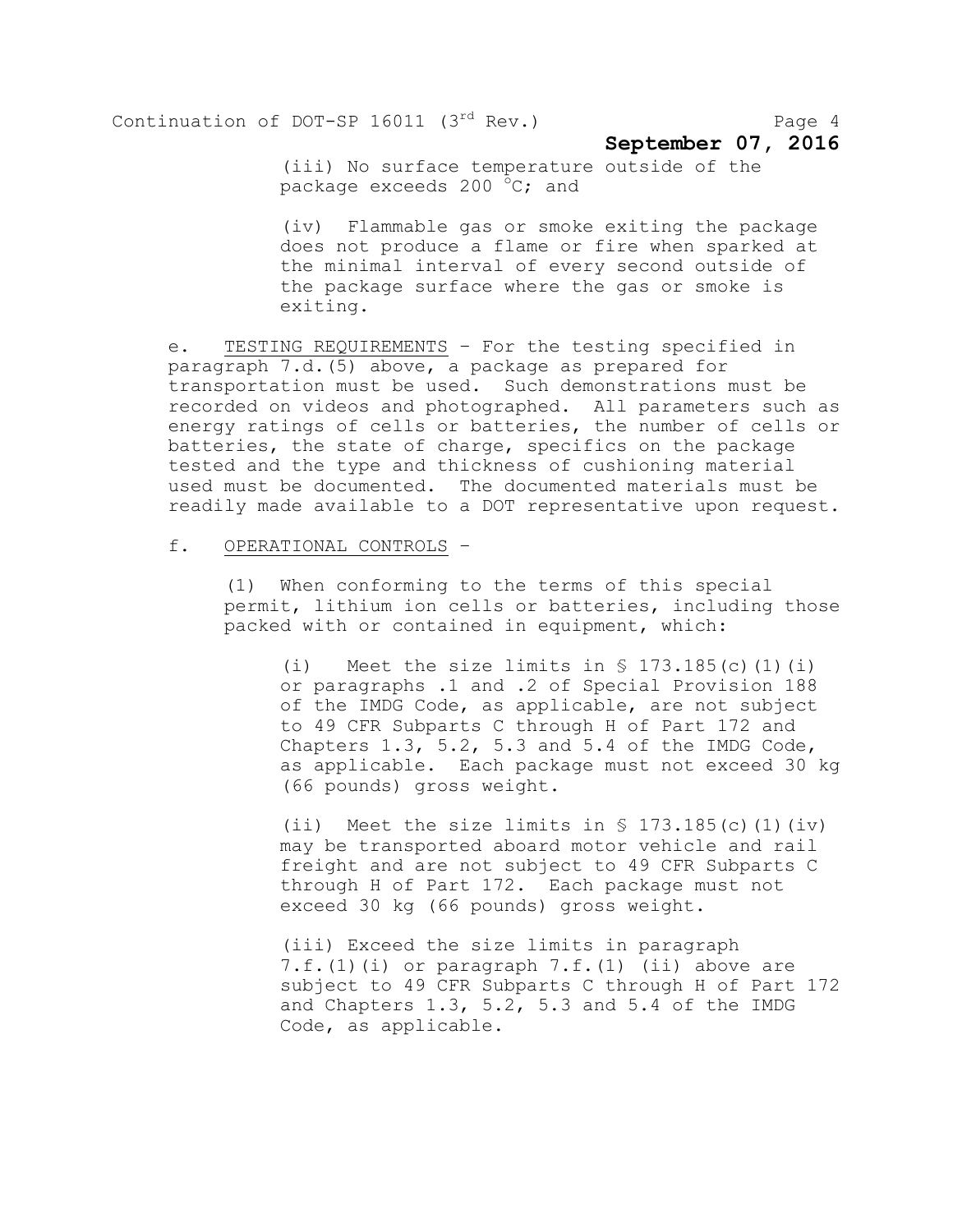(iii) No surface temperature outside of the package exceeds 200 °C; and

(iv) Flammable gas or smoke exiting the package does not produce a flame or fire when sparked at the minimal interval of every second outside of the package surface where the gas or smoke is exiting.

e. TESTING REQUIREMENTS – For the testing specified in paragraph 7.d.(5) above, a package as prepared for transportation must be used. Such demonstrations must be recorded on videos and photographed. All parameters such as energy ratings of cells or batteries, the number of cells or batteries, the state of charge, specifics on the package tested and the type and thickness of cushioning material used must be documented. The documented materials must be readily made available to a DOT representative upon request.

f. OPERATIONAL CONTROLS –

(1) When conforming to the terms of this special permit, lithium ion cells or batteries, including those packed with or contained in equipment, which:

(i) Meet the size limits in § 173.185(c)(1)(i) or paragraphs .1 and .2 of Special Provision 188 of the IMDG Code, as applicable, are not subject to 49 CFR Subparts C through H of Part 172 and Chapters 1.3, 5.2, 5.3 and 5.4 of the IMDG Code, as applicable. Each package must not exceed 30 kg (66 pounds) gross weight.

(ii) Meet the size limits in § 173.185(c)(1)(iv) may be transported aboard motor vehicle and rail freight and are not subject to 49 CFR Subparts C through H of Part 172. Each package must not exceed 30 kg (66 pounds) gross weight.

(iii) Exceed the size limits in paragraph 7.f.(1)(i) or paragraph 7.f.(1) (ii) above are subject to 49 CFR Subparts C through H of Part 172 and Chapters 1.3, 5.2, 5.3 and 5.4 of the IMDG Code, as applicable.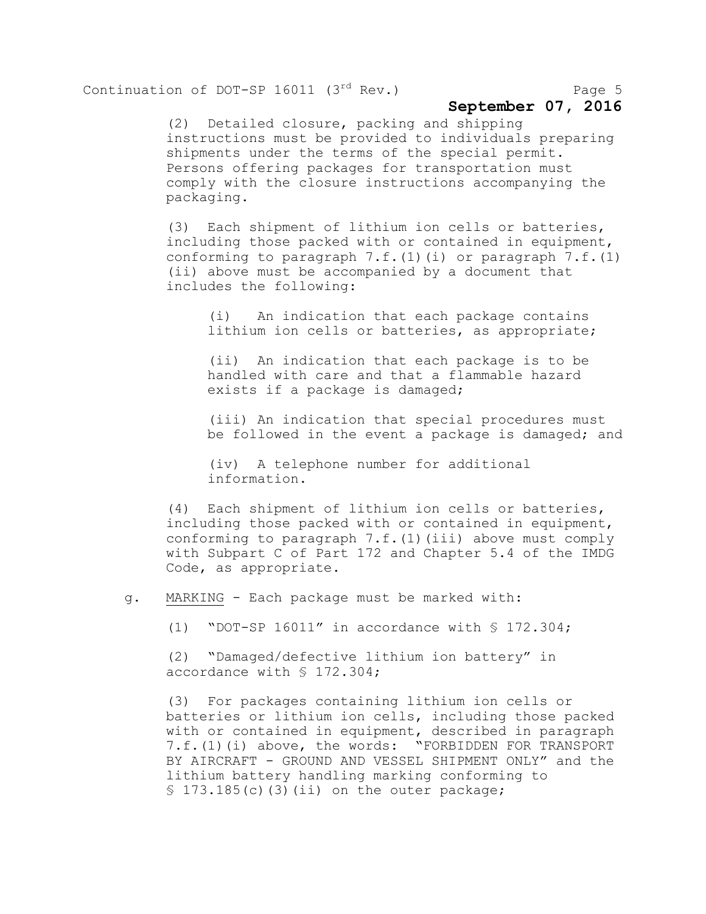(2) Detailed closure, packing and shipping instructions must be provided to individuals preparing shipments under the terms of the special permit. Persons offering packages for transportation must comply with the closure instructions accompanying the packaging.

(3) Each shipment of lithium ion cells or batteries, including those packed with or contained in equipment, conforming to paragraph 7.f.(1)(i) or paragraph 7.f.(1)(ii) above must be accompanied by a document that includes the following:

(i) An indication that each package contains lithium ion cells or batteries, as appropriate;

(ii) An indication that each package is to be handled with care and that a flammable hazard exists if a package is damaged;

(iii) An indication that special procedures must be followed in the event a package is damaged; and

(iv) A telephone number for additional information.

(4) Each shipment of lithium ion cells or batteries, including those packed with or contained in equipment, conforming to paragraph 7.f.(1)(iii) above must comply with Subpart C of Part 172 and Chapter 5.4 of the IMDG Code, as appropriate.

g. MARKING - Each package must be marked with:

(1) "DOT-SP 16011" in accordance with § 172.304;

(2) "Damaged/defective lithium ion battery" in accordance with § 172.304;

(3) For packages containing lithium ion cells or batteries or lithium ion cells, including those packed with or contained in equipment, described in paragraph 7.f.(1)(i) above, the words: "FORBIDDEN FOR TRANSPORT BY AIRCRAFT - GROUND AND VESSEL SHIPMENT ONLY" and the lithium battery handling marking conforming to § 173.185(c)(3)(ii) on the outer package;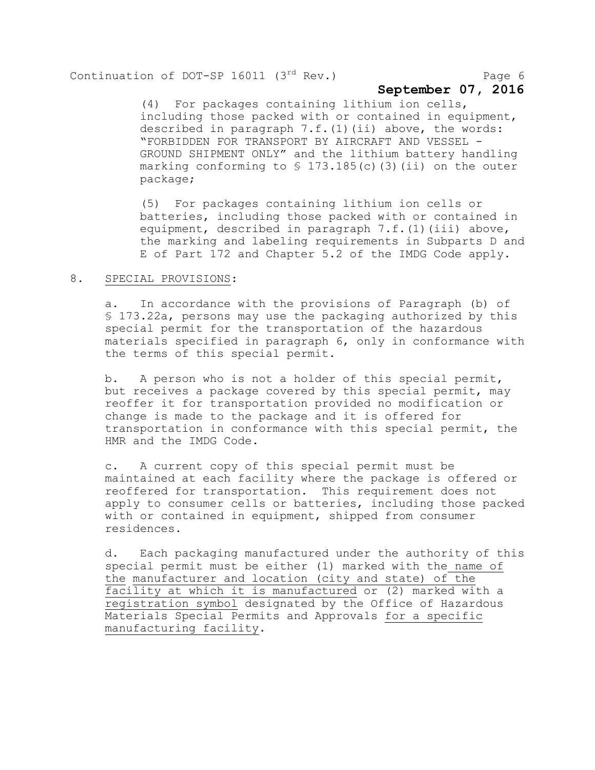(4) For packages containing lithium ion cells, including those packed with or contained in equipment, described in paragraph 7.f.(1)(ii) above, the words: "FORBIDDEN FOR TRANSPORT BY AIRCRAFT AND VESSEL - GROUND SHIPMENT ONLY" and the lithium battery handling marking conforming to § 173.185(c)(3)(ii) on the outer package;

(5) For packages containing lithium ion cells or batteries, including those packed with or contained in equipment, described in paragraph 7.f.(1)(iii) above, the marking and labeling requirements in Subparts D and E of Part 172 and Chapter 5.2 of the IMDG Code apply.

8. SPECIAL PROVISIONS:

a. In accordance with the provisions of Paragraph (b) of § 173.22a, persons may use the packaging authorized by this special permit for the transportation of the hazardous materials specified in paragraph 6, only in conformance with the terms of this special permit.

b. A person who is not a holder of this special permit, but receives a package covered by this special permit, may reoffer it for transportation provided no modification or change is made to the package and it is offered for transportation in conformance with this special permit, the HMR and the IMDG Code.

c. A current copy of this special permit must be maintained at each facility where the package is offered or reoffered for transportation. This requirement does not apply to consumer cells or batteries, including those packed with or contained in equipment, shipped from consumer residences.

d. Each packaging manufactured under the authority of this special permit must be either (1) marked with the name of the manufacturer and location (city and state) of the facility at which it is manufactured or (2) marked with a registration symbol designated by the Office of Hazardous Materials Special Permits and Approvals for a specific manufacturing facility.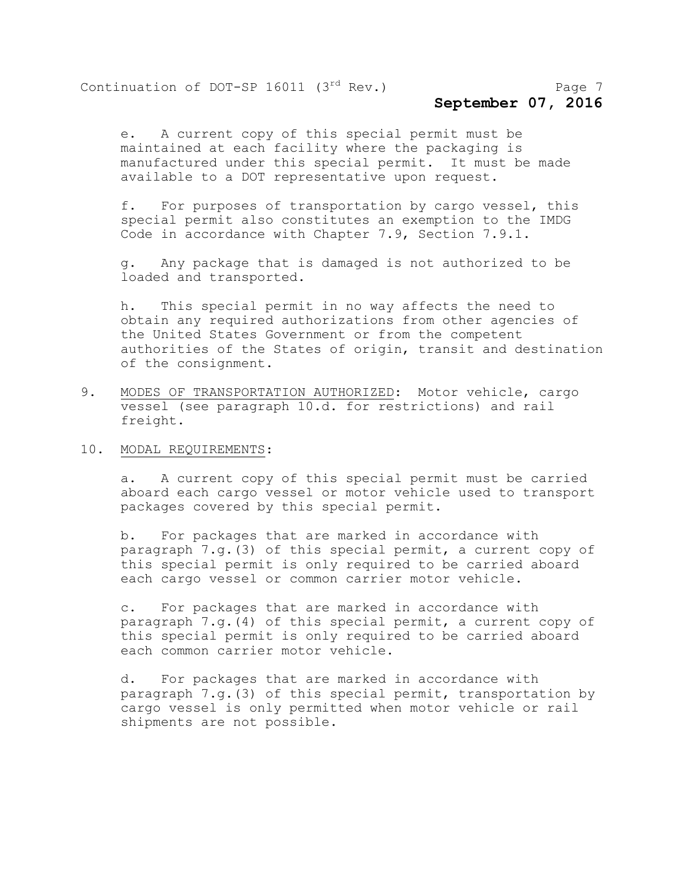e. A current copy of this special permit must be maintained at each facility where the packaging is manufactured under this special permit. It must be made available to a DOT representative upon request.

f. For purposes of transportation by cargo vessel, this special permit also constitutes an exemption to the IMDG Code in accordance with Chapter 7.9, Section 7.9.1.

g. Any package that is damaged is not authorized to be loaded and transported.

h. This special permit in no way affects the need to obtain any required authorizations from other agencies of the United States Government or from the competent authorities of the States of origin, transit and destination of the consignment.

9. MODES OF TRANSPORTATION AUTHORIZED: Motor vehicle, cargo vessel (see paragraph 10.d. for restrictions) and rail freight.

10. MODAL REQUIREMENTS:

a. A current copy of this special permit must be carried aboard each cargo vessel or motor vehicle used to transport packages covered by this special permit.

b. For packages that are marked in accordance with paragraph 7.g.(3) of this special permit, a current copy of this special permit is only required to be carried aboard each cargo vessel or common carrier motor vehicle.

c. For packages that are marked in accordance with paragraph 7.g.(4) of this special permit, a current copy of this special permit is only required to be carried aboard each common carrier motor vehicle.

d. For packages that are marked in accordance with paragraph 7.g.(3) of this special permit, transportation by cargo vessel is only permitted when motor vehicle or rail shipments are not possible.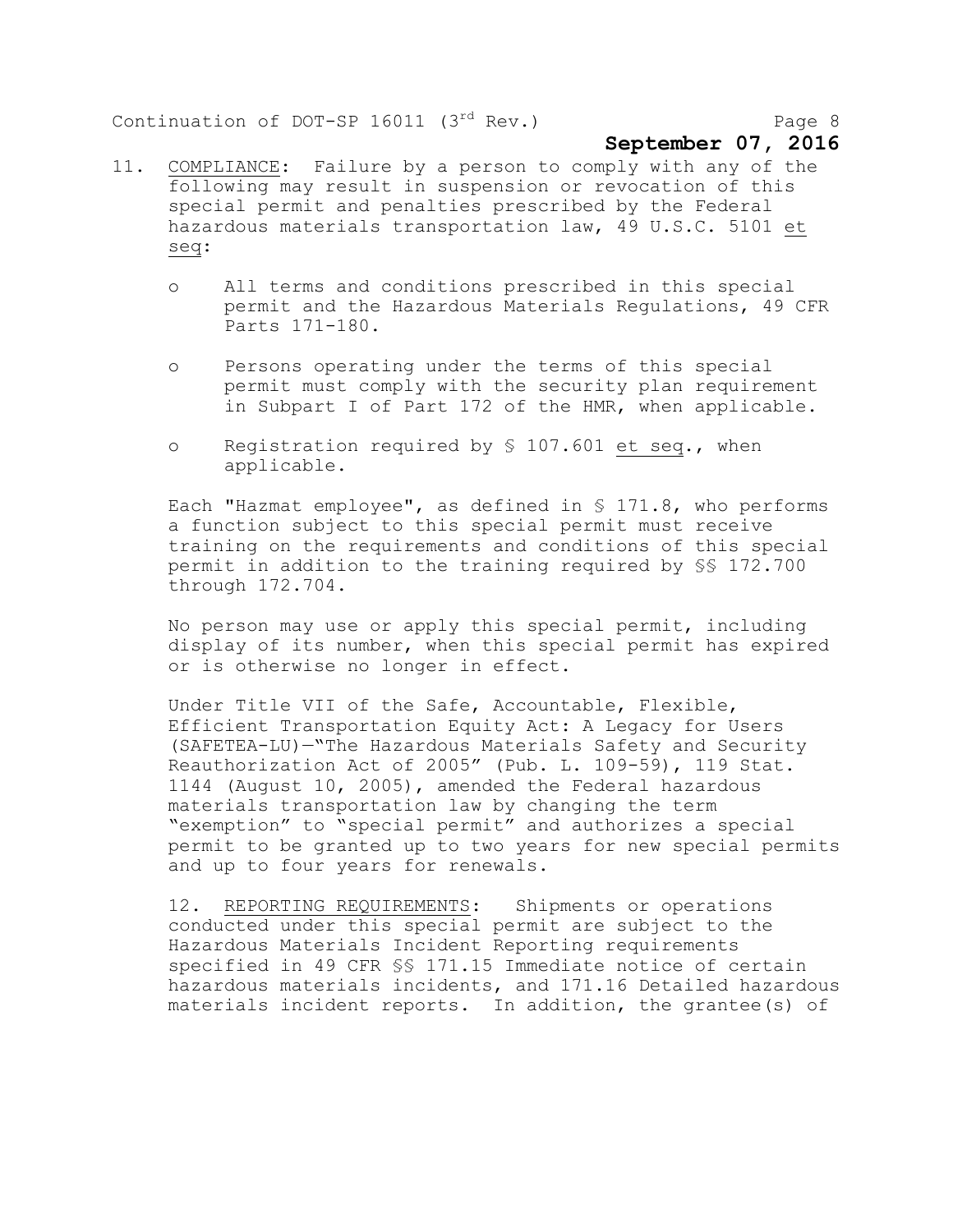11. COMPLIANCE: Failure by a person to comply with any of the following may result in suspension or revocation of this special permit and penalties prescribed by the Federal hazardous materials transportation law, 49 U.S.C. 5101 et seq:

- All terms and conditions prescribed in this special permit and the Hazardous Materials Regulations, 49 CFR Parts 171-180.
- Persons operating under the terms of this special permit must comply with the security plan requirement in Subpart I of Part 172 of the HMR, when applicable.
- Registration required by § 107.601 et seq., when applicable.

Each "Hazmat employee", as defined in § 171.8, who performs a function subject to this special permit must receive training on the requirements and conditions of this special permit in addition to the training required by §§ 172.700 through 172.704.

No person may use or apply this special permit, including display of its number, when this special permit has expired or is otherwise no longer in effect.

Under Title VII of the Safe, Accountable, Flexible, Efficient Transportation Equity Act: A Legacy for Users (SAFETEA-LU)—"The Hazardous Materials Safety and Security Reauthorization Act of 2005" (Pub. L. 109-59), 119 Stat. 1144 (August 10, 2005), amended the Federal hazardous materials transportation law by changing the term "exemption" to "special permit" and authorizes a special permit to be granted up to two years for new special permits and up to four years for renewals.

12. REPORTING REQUIREMENTS: Shipments or operations conducted under this special permit are subject to the Hazardous Materials Incident Reporting requirements specified in 49 CFR §§ 171.15 Immediate notice of certain hazardous materials incidents, and 171.16 Detailed hazardous materials incident reports. In addition, the grantee(s) of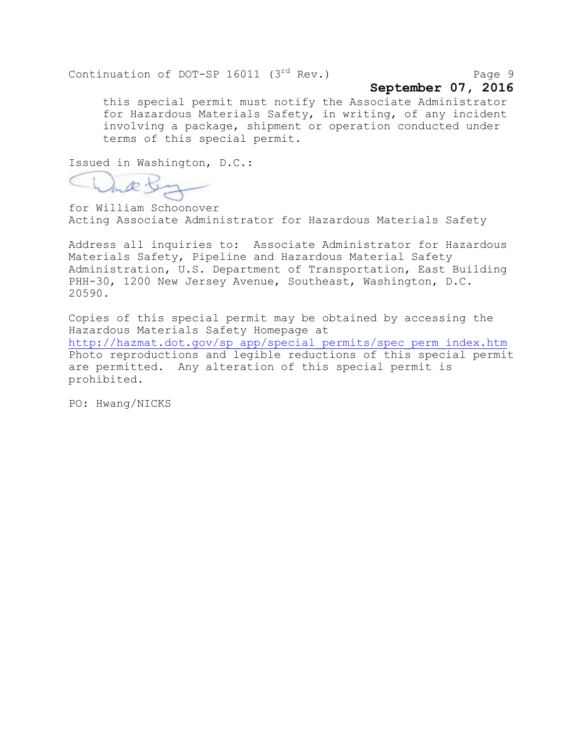**September 07, 2016**

this special permit must notify the Associate Administrator for Hazardous Materials Safety, in writing, of any incident involving a package, shipment or operation conducted under terms of this special permit.

Issued in Washington, D.C.:

for William Schoonover
Acting Associate Administrator for Hazardous Materials Safety

Address all inquiries to: Associate Administrator for Hazardous Materials Safety, Pipeline and Hazardous Material Safety Administration, U.S. Department of Transportation, East Building PHH-30, 1200 New Jersey Avenue, Southeast, Washington, D.C. 20590.

Copies of this special permit may be obtained by accessing the Hazardous Materials Safety Homepage at http://hazmat.dot.gov/sp_app/special_permits/spec_perm_index.htm
Photo reproductions and legible reductions of this special permit are permitted. Any alteration of this special permit is prohibited.

PO: Hwang/NICKS